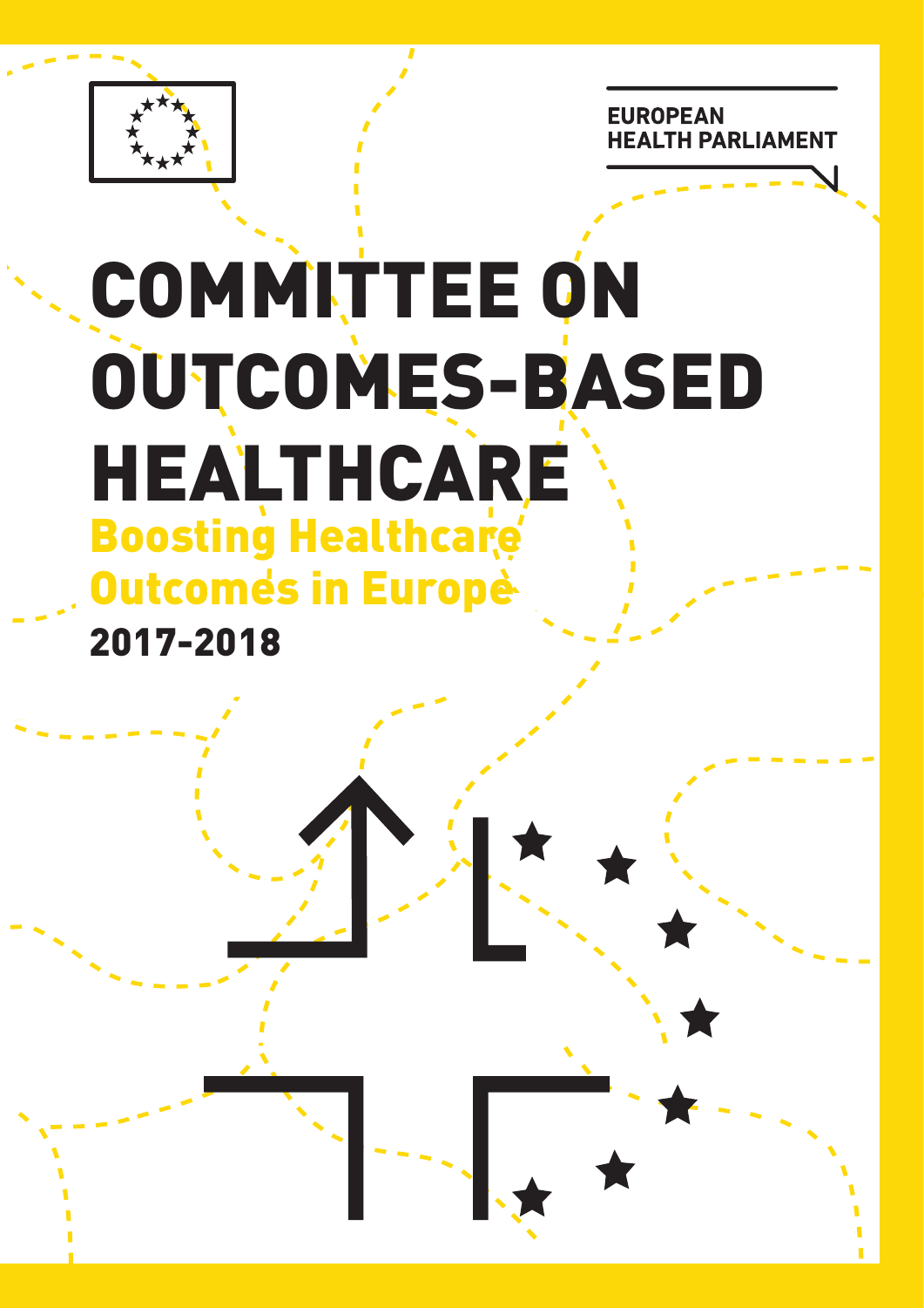EUROPEAN HEALTH PARLIAMENT

# COMMITTEE ON OUTCOMES-BASED HEALTHCARE

## Boosting Healthcare Outcomes in Europe

**2017-2018**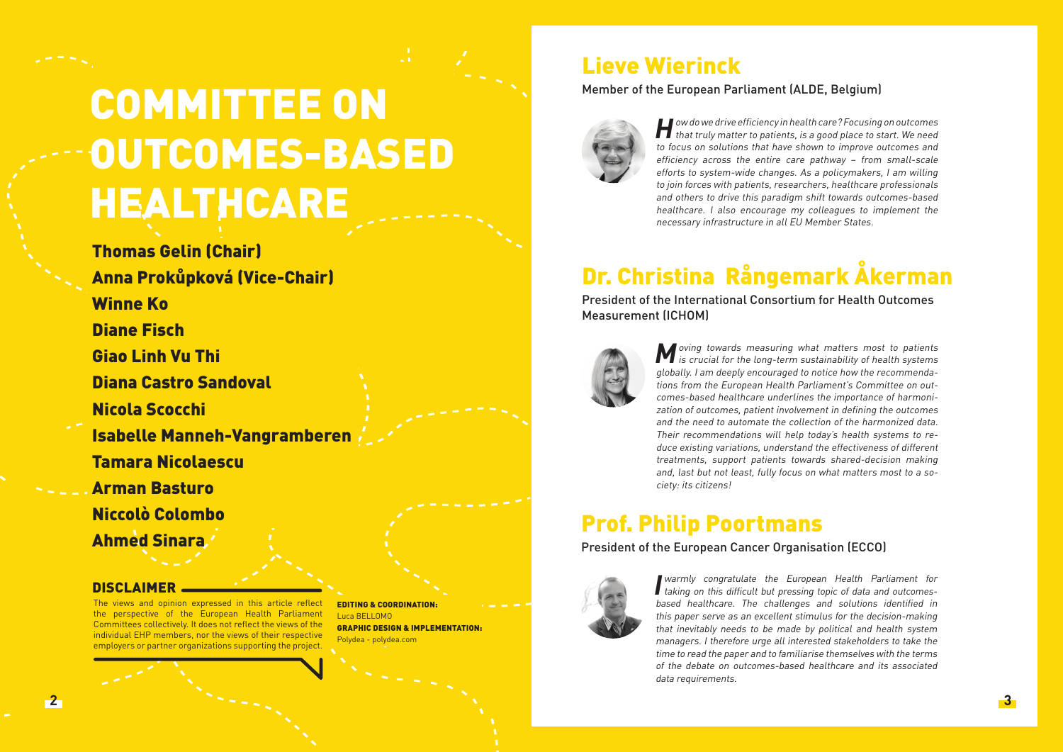# COMMITTEE ON OUTCOMES-BASED HEALTHCARE

**Thomas Gelin (Chair)**
**Anna Prokůpková (Vice-Chair)**
**Winne Ko**
**Diane Fisch**
**Giao Linh Vu Thi**
**Diana Castro Sandoval**
**Nicola Scocchi**
**Isabelle Manneh-Vangramberen**
**Tamara Nicolaescu**
**Arman Basturo**
**Niccolò Colombo**
**Ahmed Sinara**

### DISCLAIMER

The views and opinion expressed in this article reflect the perspective of the European Health Parliament Committees collectively. It does not reflect the views of the individual EHP members, nor the views of their respective employers or partner organizations supporting the project.

**EDITING & COORDINATION:**
Luca BELLOMO
**GRAPHIC DESIGN & IMPLEMENTATION:**
Polydea - polydea.com

## Lieve Wierinck

Member of the European Parliament (ALDE, Belgium)

*How do we drive efficiency in health care? Focusing on outcomes that truly matter to patients, is a good place to start. We need to focus on solutions that have shown to improve outcomes and efficiency across the entire care pathway – from small-scale efforts to system-wide changes. As a policymakers, I am willing to join forces with patients, researchers, healthcare professionals and others to drive this paradigm shift towards outcomes-based healthcare. I also encourage my colleagues to implement the necessary infrastructure in all EU Member States.*

## Dr. Christina Rångemark Åkerman

President of the International Consortium for Health Outcomes Measurement (ICHOM)

*Moving towards measuring what matters most to patients is crucial for the long-term sustainability of health systems globally. I am deeply encouraged to notice how the recommendations from the European Health Parliament's Committee on outcomes-based healthcare underlines the importance of harmonization of outcomes, patient involvement in defining the outcomes and the need to automate the collection of the harmonized data. Their recommendations will help today's health systems to reduce existing variations, understand the effectiveness of different treatments, support patients towards shared-decision making and, last but not least, fully focus on what matters most to a society: its citizens!*

## Prof. Philip Poortmans

President of the European Cancer Organisation (ECCO)

*I warmly congratulate the European Health Parliament for taking on this difficult but pressing topic of data and outcomes-based healthcare. The challenges and solutions identified in this paper serve as an excellent stimulus for the decision-making that inevitably needs to be made by political and health system managers. I therefore urge all interested stakeholders to take the time to read the paper and to familiarise themselves with the terms of the debate on outcomes-based healthcare and its associated data requirements.*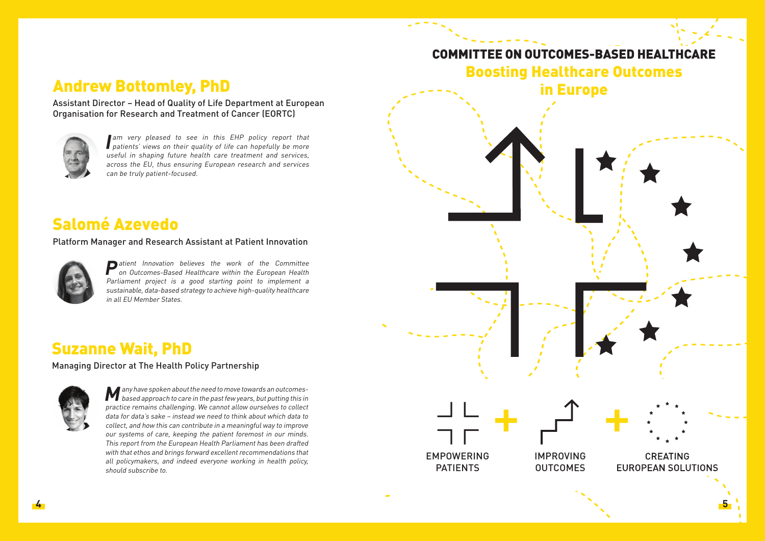## Andrew Bottomley, PhD

Assistant Director – Head of Quality of Life Department at European Organisation for Research and Treatment of Cancer (EORTC)

*I am very pleased to see in this EHP policy report that patients' views on their quality of life can hopefully be more useful in shaping future health care treatment and services, across the EU, thus ensuring European research and services can be truly patient-focused.*

## Salomé Azevedo

Platform Manager and Research Assistant at Patient Innovation

*Patient Innovation believes the work of the Committee on Outcomes-Based Healthcare within the European Health Parliament project is a good starting point to implement a sustainable, data-based strategy to achieve high-quality healthcare in all EU Member States.*

## Suzanne Wait, PhD

Managing Director at The Health Policy Partnership

*Many have spoken about the need to move towards an outcomes-based approach to care in the past few years, but putting this in practice remains challenging. We cannot allow ourselves to collect data for data's sake – instead we need to think about which data to collect, and how this can contribute in a meaningful way to improve our systems of care, keeping the patient foremost in our minds. This report from the European Health Parliament has been drafted with that ethos and brings forward excellent recommendations that all policymakers, and indeed everyone working in health policy, should subscribe to.*

# COMMITTEE ON OUTCOMES-BASED HEALTHCARE

## Boosting Healthcare Outcomes in Europe

EMPOWERING PATIENTS + IMPROVING OUTCOMES + CREATING EUROPEAN SOLUTIONS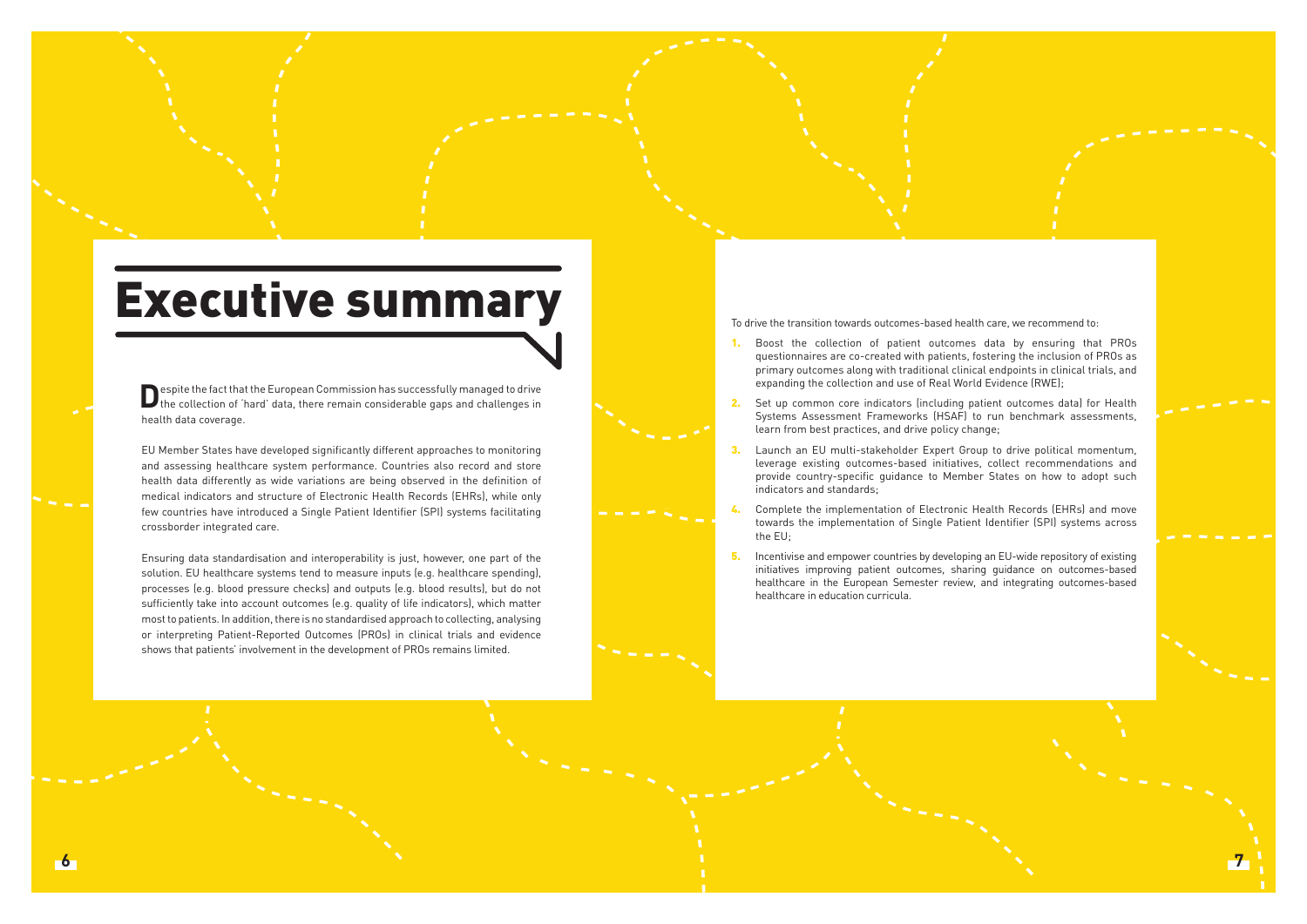# Executive summary

Despite the fact that the European Commission has successfully managed to drive the collection of 'hard' data, there remain considerable gaps and challenges in health data coverage.

EU Member States have developed significantly different approaches to monitoring and assessing healthcare system performance. Countries also record and store health data differently as wide variations are being observed in the definition of medical indicators and structure of Electronic Health Records (EHRs), while only few countries have introduced a Single Patient Identifier (SPI) systems facilitating crossborder integrated care.

Ensuring data standardisation and interoperability is just, however, one part of the solution. EU healthcare systems tend to measure inputs (e.g. healthcare spending), processes (e.g. blood pressure checks) and outputs (e.g. blood results), but do not sufficiently take into account outcomes (e.g. quality of life indicators), which matter most to patients. In addition, there is no standardised approach to collecting, analysing or interpreting Patient-Reported Outcomes (PROs) in clinical trials and evidence shows that patients' involvement in the development of PROs remains limited.

To drive the transition towards outcomes-based health care, we recommend to:

1. Boost the collection of patient outcomes data by ensuring that PROs questionnaires are co-created with patients, fostering the inclusion of PROs as primary outcomes along with traditional clinical endpoints in clinical trials, and expanding the collection and use of Real World Evidence (RWE);
2. Set up common core indicators (including patient outcomes data) for Health Systems Assessment Frameworks (HSAF) to run benchmark assessments, learn from best practices, and drive policy change;
3. Launch an EU multi-stakeholder Expert Group to drive political momentum, leverage existing outcomes-based initiatives, collect recommendations and provide country-specific guidance to Member States on how to adopt such indicators and standards;
4. Complete the implementation of Electronic Health Records (EHRs) and move towards the implementation of Single Patient Identifier (SPI) systems across the EU;
5. Incentivise and empower countries by developing an EU-wide repository of existing initiatives improving patient outcomes, sharing guidance on outcomes-based healthcare in the European Semester review, and integrating outcomes-based healthcare in education curricula.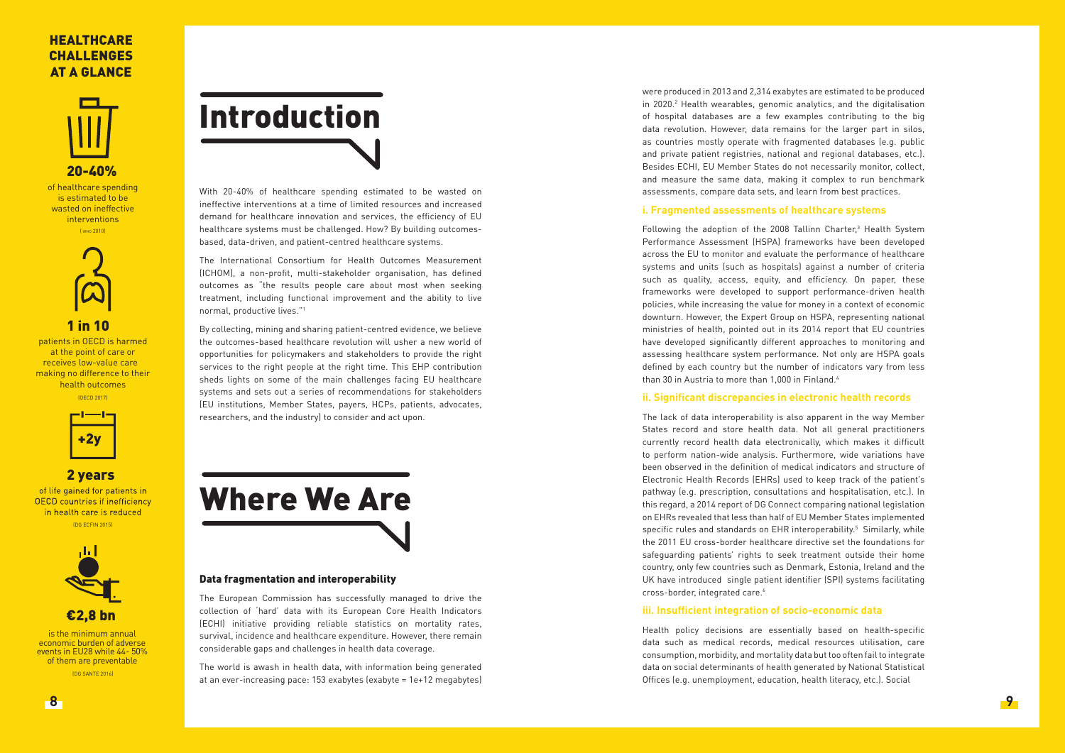## HEALTHCARE CHALLENGES AT A GLANCE

**20-40%**

of healthcare spending is estimated to be wasted on ineffective interventions

(WHO 2010)

**1 in 10**

patients in OECD is harmed at the point of care or receives low-value care making no difference to their health outcomes

(OECD 2017)

**2 years**

of life gained for patients in OECD countries if inefficiency in health care is reduced

(DG ECFIN 2015)

**€2,8 bn**

is the minimum annual economic burden of adverse events in EU28 while 44- 50% of them are preventable

(DG SANTE 2016)

# Introduction

With 20-40% of healthcare spending estimated to be wasted on ineffective interventions at a time of limited resources and increased demand for healthcare innovation and services, the efficiency of EU healthcare systems must be challenged. How? By building outcomes-based, data-driven, and patient-centred healthcare systems.

The International Consortium for Health Outcomes Measurement (ICHOM), a non-profit, multi-stakeholder organisation, has defined outcomes as "the results people care about most when seeking treatment, including functional improvement and the ability to live normal, productive lives."[1]

By collecting, mining and sharing patient-centred evidence, we believe the outcomes-based healthcare revolution will usher a new world of opportunities for policymakers and stakeholders to provide the right services to the right people at the right time. This EHP contribution sheds lights on some of the main challenges facing EU healthcare systems and sets out a series of recommendations for stakeholders (EU institutions, Member States, payers, HCPs, patients, advocates, researchers, and the industry) to consider and act upon.

# Where We Are

## Data fragmentation and interoperability

The European Commission has successfully managed to drive the collection of 'hard' data with its European Core Health Indicators (ECHI) initiative providing reliable statistics on mortality rates, survival, incidence and healthcare expenditure. However, there remain considerable gaps and challenges in health data coverage.

The world is awash in health data, with information being generated at an ever-increasing pace: 153 exabytes (exabyte = 1e+12 megabytes) were produced in 2013 and 2,314 exabytes are estimated to be produced in 2020.[2] Health wearables, genomic analytics, and the digitalisation of hospital databases are a few examples contributing to the big data revolution. However, data remains for the larger part in silos, as countries mostly operate with fragmented databases (e.g. public and private patient registries, national and regional databases, etc.). Besides ECHI, EU Member States do not necessarily monitor, collect, and measure the same data, making it complex to run benchmark assessments, compare data sets, and learn from best practices.

### i. Fragmented assessments of healthcare systems

Following the adoption of the 2008 Tallinn Charter,[3] Health System Performance Assessment (HSPA) frameworks have been developed across the EU to monitor and evaluate the performance of healthcare systems and units (such as hospitals) against a number of criteria such as quality, access, equity, and efficiency. On paper, these frameworks were developed to support performance-driven health policies, while increasing the value for money in a context of economic downturn. However, the Expert Group on HSPA, representing national ministries of health, pointed out in its 2014 report that EU countries have developed significantly different approaches to monitoring and assessing healthcare system performance. Not only are HSPA goals defined by each country but the number of indicators vary from less than 30 in Austria to more than 1,000 in Finland.[4]

### ii. Significant discrepancies in electronic health records

The lack of data interoperability is also apparent in the way Member States record and store health data. Not all general practitioners currently record health data electronically, which makes it difficult to perform nation-wide analysis. Furthermore, wide variations have been observed in the definition of medical indicators and structure of Electronic Health Records (EHRs) used to keep track of the patient's pathway (e.g. prescription, consultations and hospitalisation, etc.). In this regard, a 2014 report of DG Connect comparing national legislation on EHRs revealed that less than half of EU Member States implemented specific rules and standards on EHR interoperability.[5] Similarly, while the 2011 EU cross-border healthcare directive set the foundations for safeguarding patients' rights to seek treatment outside their home country, only few countries such as Denmark, Estonia, Ireland and the UK have introduced single patient identifier (SPI) systems facilitating cross-border, integrated care.[6]

### iii. Insufficient integration of socio-economic data

Health policy decisions are essentially based on health-specific data such as medical records, medical resources utilisation, care consumption, morbidity, and mortality data but too often fail to integrate data on social determinants of health generated by National Statistical Offices (e.g. unemployment, education, health literacy, etc.). Social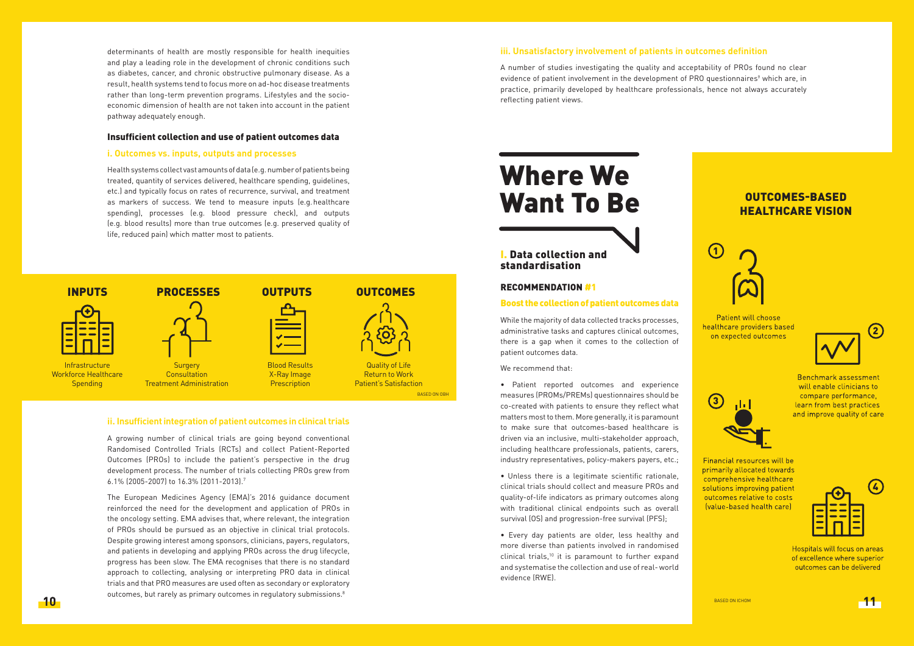determinants of health are mostly responsible for health inequities and play a leading role in the development of chronic conditions such as diabetes, cancer, and chronic obstructive pulmonary disease. As a result, health systems tend to focus more on ad-hoc disease treatments rather than long-term prevention programs. Lifestyles and the socio-economic dimension of health are not taken into account in the patient pathway adequately enough.

### Insufficient collection and use of patient outcomes data

#### i. Outcomes vs. inputs, outputs and processes

Health systems collect vast amounts of data (e.g. number of patients being treated, quantity of services delivered, healthcare spending, guidelines, etc.) and typically focus on rates of recurrence, survival, and treatment as markers of success. We tend to measure inputs (e.g. healthcare spending), processes (e.g. blood pressure check), and outputs (e.g. blood results) more than true outcomes (e.g. preserved quality of life, reduced pain) which matter most to patients.

| INPUTS | PROCESSES | OUTPUTS | OUTCOMES |
|---|---|---|---|
| Infrastructure<br>Workforce Healthcare Spending | Surgery<br>Consultation<br>Treatment Administration | Blood Results<br>X-Ray Image<br>Prescription | Quality of Life<br>Return to Work<br>Patient's Satisfaction |

BASED ON OBH

#### ii. Insufficient integration of patient outcomes in clinical trials

A growing number of clinical trials are going beyond conventional Randomised Controlled Trials (RCTs) and collect Patient-Reported Outcomes (PROs) to include the patient's perspective in the drug development process. The number of trials collecting PROs grew from 6.1% (2005-2007) to 16.3% (2011-2013).[7]

The European Medicines Agency (EMA)'s 2016 guidance document reinforced the need for the development and application of PROs in the oncology setting. EMA advises that, where relevant, the integration of PROs should be pursued as an objective in clinical trial protocols. Despite growing interest among sponsors, clinicians, payers, regulators, and patients in developing and applying PROs across the drug lifecycle, progress has been slow. The EMA recognises that there is no standard approach to collecting, analysing or interpreting PRO data in clinical trials and that PRO measures are used often as secondary or exploratory outcomes, but rarely as primary outcomes in regulatory submissions.[8]

#### iii. Unsatisfactory involvement of patients in outcomes definition

A number of studies investigating the quality and acceptability of PROs found no clear evidence of patient involvement in the development of PRO questionnaires[9] which are, in practice, primarily developed by healthcare professionals, hence not always accurately reflecting patient views.

# Where We Want To Be

## I. Data collection and standardisation

### RECOMMENDATION #1

#### Boost the collection of patient outcomes data

While the majority of data collected tracks processes, administrative tasks and captures clinical outcomes, there is a gap when it comes to the collection of patient outcomes data.

We recommend that:

- Patient reported outcomes and experience measures (PROMs/PREMs) questionnaires should be co-created with patients to ensure they reflect what matters most to them. More generally, it is paramount to make sure that outcomes-based healthcare is driven via an inclusive, multi-stakeholder approach, including healthcare professionals, patients, carers, industry representatives, policy-makers payers, etc.;
- Unless there is a legitimate scientific rationale, clinical trials should collect and measure PROs and quality-of-life indicators as primary outcomes along with traditional clinical endpoints such as overall survival (OS) and progression-free survival (PFS);
- Every day patients are older, less healthy and more diverse than patients involved in randomised clinical trials,[10] it is paramount to further expand and systematise the collection and use of real-world evidence (RWE).

### OUTCOMES-BASED HEALTHCARE VISION

1. Patient will choose healthcare providers based on expected outcomes
2. Benchmark assessment will enable clinicians to compare performance, learn from best practices and improve quality of care
3. Financial resources will be primarily allocated towards comprehensive healthcare solutions improving patient outcomes relative to costs (value-based health care)
4. Hospitals will focus on areas of excellence where superior outcomes can be delivered

BASED ON ICHOM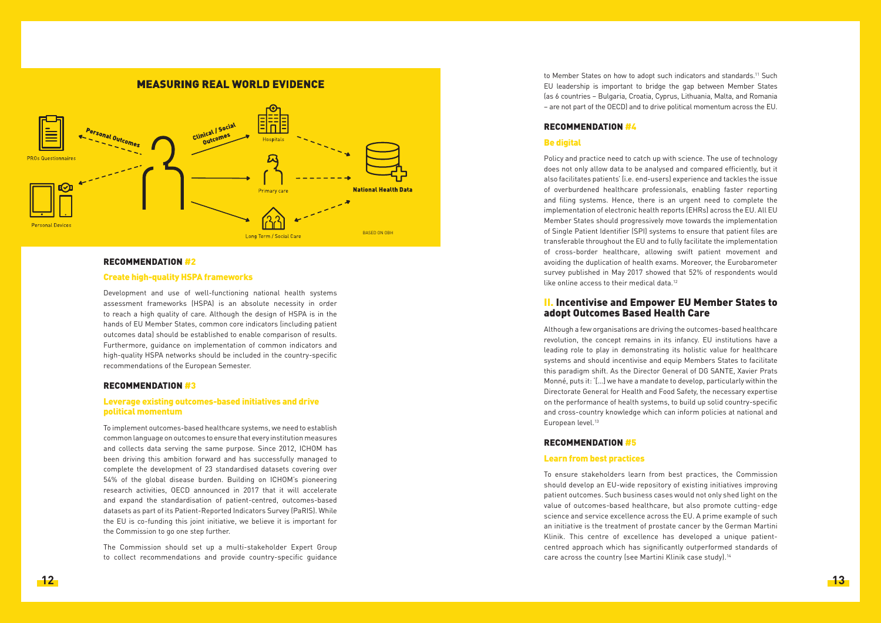## MEASURING REAL WORLD EVIDENCE

PROs Questionnaires

Personal Devices

Personal Outcomes

Clinical / Social Outcomes

Hospitals

Primary care

Long Term / Social Care

National Health Data

BASED ON OBH

### RECOMMENDATION #2

#### Create high-quality HSPA frameworks

Development and use of well-functioning national health systems assessment frameworks (HSPA) is an absolute necessity in order to reach a high quality of care. Although the design of HSPA is in the hands of EU Member States, common core indicators (including patient outcomes data) should be established to enable comparison of results. Furthermore, guidance on implementation of common indicators and high-quality HSPA networks should be included in the country-specific recommendations of the European Semester.

### RECOMMENDATION #3

#### Leverage existing outcomes-based initiatives and drive political momentum

To implement outcomes-based healthcare systems, we need to establish common language on outcomes to ensure that every institution measures and collects data serving the same purpose. Since 2012, ICHOM has been driving this ambition forward and has successfully managed to complete the development of 23 standardised datasets covering over 54% of the global disease burden. Building on ICHOM's pioneering research activities, OECD announced in 2017 that it will accelerate and expand the standardisation of patient-centred, outcomes-based datasets as part of its Patient-Reported Indicators Survey (PaRIS). While the EU is co-funding this joint initiative, we believe it is important for the Commission to go one step further.

The Commission should set up a multi-stakeholder Expert Group to collect recommendations and provide country-specific guidance to Member States on how to adopt such indicators and standards.[11] Such EU leadership is important to bridge the gap between Member States (as 6 countries – Bulgaria, Croatia, Cyprus, Lithuania, Malta, and Romania – are not part of the OECD) and to drive political momentum across the EU.

### RECOMMENDATION #4

#### Be digital

Policy and practice need to catch up with science. The use of technology does not only allow data to be analysed and compared efficiently, but it also facilitates patients' (i.e. end-users) experience and tackles the issue of overburdened healthcare professionals, enabling faster reporting and filing systems. Hence, there is an urgent need to complete the implementation of electronic health reports (EHRs) across the EU. All EU Member States should progressively move towards the implementation of Single Patient Identifier (SPI) systems to ensure that patient files are transferable throughout the EU and to fully facilitate the implementation of cross-border healthcare, allowing swift patient movement and avoiding the duplication of health exams. Moreover, the Eurobarometer survey published in May 2017 showed that 52% of respondents would like online access to their medical data.[12]

## II. Incentivise and Empower EU Member States to adopt Outcomes Based Health Care

Although a few organisations are driving the outcomes-based healthcare revolution, the concept remains in its infancy. EU institutions have a leading role to play in demonstrating its holistic value for healthcare systems and should incentivise and equip Members States to facilitate this paradigm shift. As the Director General of DG SANTE, Xavier Prats Monné, puts it: '[...] we have a mandate to develop, particularly within the Directorate General for Health and Food Safety, the necessary expertise on the performance of health systems, to build up solid country-specific and cross-country knowledge which can inform policies at national and European level.[13]

### RECOMMENDATION #5

#### Learn from best practices

To ensure stakeholders learn from best practices, the Commission should develop an EU-wide repository of existing initiatives improving patient outcomes. Such business cases would not only shed light on the value of outcomes-based healthcare, but also promote cutting-edge science and service excellence across the EU. A prime example of such an initiative is the treatment of prostate cancer by the German Martini Klinik. This centre of excellence has developed a unique patient-centred approach which has significantly outperformed standards of care across the country (see Martini Klinik case study).[14]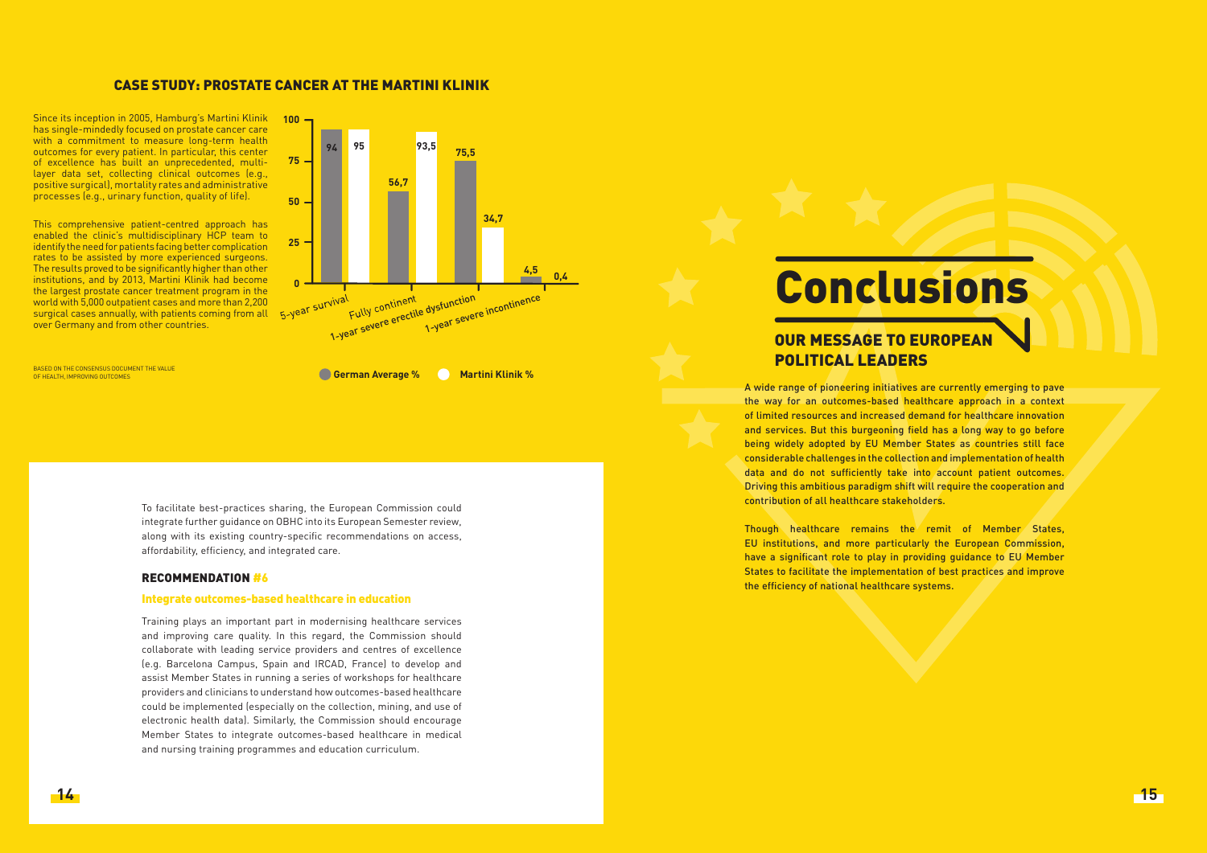## CASE STUDY: PROSTATE CANCER AT THE MARTINI KLINIK

Since its inception in 2005, Hamburg's Martini Klinik has single-mindedly focused on prostate cancer care with a commitment to measure long-term health outcomes for every patient. In particular, this center of excellence has built an unprecedented, multi-layer data set, collecting clinical outcomes (e.g., positive surgical), mortality rates and administrative processes (e.g., urinary function, quality of life).

This comprehensive patient-centred approach has enabled the clinic's multidisciplinary HCP team to identify the need for patients facing better complication rates to be assisted by more experienced surgeons. The results proved to be significantly higher than other institutions, and by 2013, Martini Klinik had become the largest prostate cancer treatment program in the world with 5,000 outpatient cases and more than 2,200 surgical cases annually, with patients coming from all over Germany and from other countries.

| | German Average % | Martini Klinik % |
|---|---|---|
| 5-year survival | 94 | 95 |
| Fully continent | 56,7 | 93,5 |
| 1-year severe erectile dysfunction | 75,5 | 34,7 |
| 1-year severe incontinence | 4,5 | 0,4 |

BASED ON THE CONSENSUS DOCUMENT THE VALUE OF HEALTH, IMPROVING OUTCOMES

To facilitate best-practices sharing, the European Commission could integrate further guidance on OBHC into its European Semester review, along with its existing country-specific recommendations on access, affordability, efficiency, and integrated care.

### RECOMMENDATION #6

#### Integrate outcomes-based healthcare in education

Training plays an important part in modernising healthcare services and improving care quality. In this regard, the Commission should collaborate with leading service providers and centres of excellence (e.g. Barcelona Campus, Spain and IRCAD, France) to develop and assist Member States in running a series of workshops for healthcare providers and clinicians to understand how outcomes-based healthcare could be implemented (especially on the collection, mining, and use of electronic health data). Similarly, the Commission should encourage Member States to integrate outcomes-based healthcare in medical and nursing training programmes and education curriculum.

# Conclusions

## OUR MESSAGE TO EUROPEAN POLITICAL LEADERS

A wide range of pioneering initiatives are currently emerging to pave the way for an outcomes-based healthcare approach in a context of limited resources and increased demand for healthcare innovation and services. But this burgeoning field has a long way to go before being widely adopted by EU Member States as countries still face considerable challenges in the collection and implementation of health data and do not sufficiently take into account patient outcomes. Driving this ambitious paradigm shift will require the cooperation and contribution of all healthcare stakeholders.

Though healthcare remains the remit of Member States, EU institutions, and more particularly the European Commission, have a significant role to play in providing guidance to EU Member States to facilitate the implementation of best practices and improve the efficiency of national healthcare systems.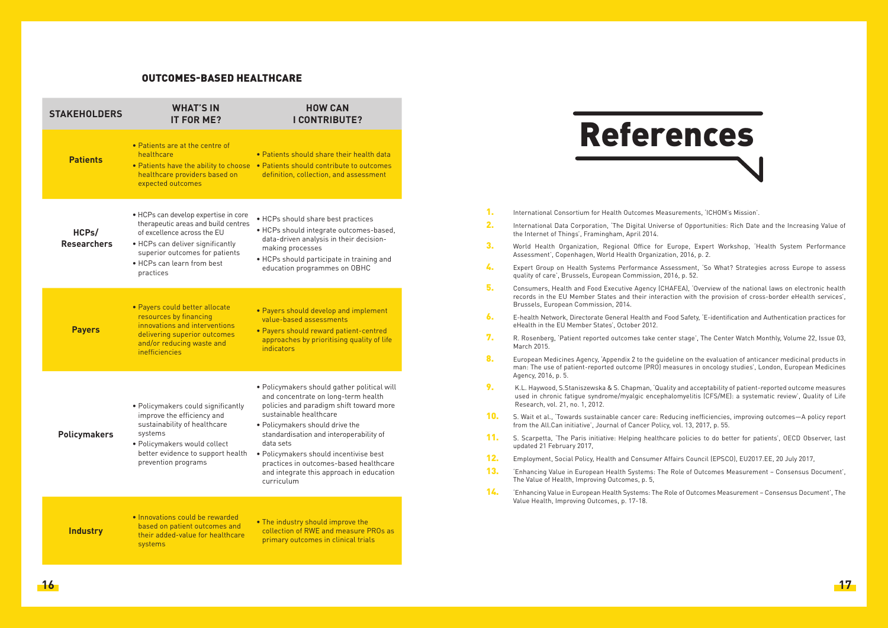## OUTCOMES-BASED HEALTHCARE

| STAKEHOLDERS | WHAT'S IN IT FOR ME? | HOW CAN I CONTRIBUTE? |
|---|---|---|
| **Patients** | • Patients are at the centre of healthcare<br>• Patients have the ability to choose healthcare providers based on expected outcomes | • Patients should share their health data<br>• Patients should contribute to outcomes definition, collection, and assessment |
| **HCPs/ Researchers** | • HCPs can develop expertise in core therapeutic areas and build centres of excellence across the EU<br>• HCPs can deliver significantly superior outcomes for patients<br>• HCPs can learn from best practices | • HCPs should share best practices<br>• HCPs should integrate outcomes-based, data-driven analysis in their decision-making processes<br>• HCPs should participate in training and education programmes on OBHC |
| **Payers** | • Payers could better allocate resources by financing innovations and interventions delivering superior outcomes and/or reducing waste and inefficiencies | • Payers should develop and implement value-based assessments<br>• Payers should reward patient-centred approaches by prioritising quality of life indicators |
| **Policymakers** | • Policymakers could significantly improve the efficiency and sustainability of healthcare systems<br>• Policymakers would collect better evidence to support health prevention programs | • Policymakers should gather political will and concentrate on long-term health policies and paradigm shift toward more sustainable healthcare<br>• Policymakers should drive the standardisation and interoperability of data sets<br>• Policymakers should incentivise best practices in outcomes-based healthcare and integrate this approach in education curriculum |
| **Industry** | • Innovations could be rewarded based on patient outcomes and their added-value for healthcare systems | • The industry should improve the collection of RWE and measure PROs as primary outcomes in clinical trials |

# References

1. International Consortium for Health Outcomes Measurements, 'ICHOM's Mission'.
2. International Data Corporation, 'The Digital Universe of Opportunities: Rich Date and the Increasing Value of the Internet of Things', Framingham, April 2014.
3. World Health Organization, Regional Office for Europe, Expert Workshop, 'Health System Performance Assessment', Copenhagen, World Health Organization, 2016, p. 2.
4. Expert Group on Health Systems Performance Assessment, 'So What? Strategies across Europe to assess quality of care', Brussels, European Commission, 2016, p. 52.
5. Consumers, Health and Food Executive Agency (CHAFEA), 'Overview of the national laws on electronic health records in the EU Member States and their interaction with the provision of cross-border eHealth services', Brussels, European Commission, 2014.
6. E-health Network, Directorate General Health and Food Safety, 'E-identification and Authentication practices for eHealth in the EU Member States', October 2012.
7. R. Rosenberg, 'Patient reported outcomes take center stage', The Center Watch Monthly, Volume 22, Issue 03, March 2015.
8. European Medicines Agency, 'Appendix 2 to the guideline on the evaluation of anticancer medicinal products in man: The use of patient-reported outcome (PRO) measures in oncology studies', London, European Medicines Agency, 2016, p. 5.
9. K.L. Haywood, S.Staniszewska & S. Chapman, 'Quality and acceptability of patient-reported outcome measures used in chronic fatigue syndrome/myalgic encephalomyelitis (CFS/ME): a systematic review', Quality of Life Research, vol. 21, no. 1, 2012.
10. S. Wait et al., 'Towards sustainable cancer care: Reducing inefficiencies, improving outcomes—A policy report from the All.Can initiative', Journal of Cancer Policy, vol. 13, 2017, p. 55.
11. S. Scarpetta, 'The Paris initiative: Helping healthcare policies to do better for patients', OECD Observer, last updated 21 February 2017,
12. Employment, Social Policy, Health and Consumer Affairs Council (EPSCO), EU2017.EE, 20 July 2017,
13. 'Enhancing Value in European Health Systems: The Role of Outcomes Measurement – Consensus Document', The Value of Health, Improving Outcomes, p. 5,
14. 'Enhancing Value in European Health Systems: The Role of Outcomes Measurement – Consensus Document', The Value Health, Improving Outcomes, p. 17-18.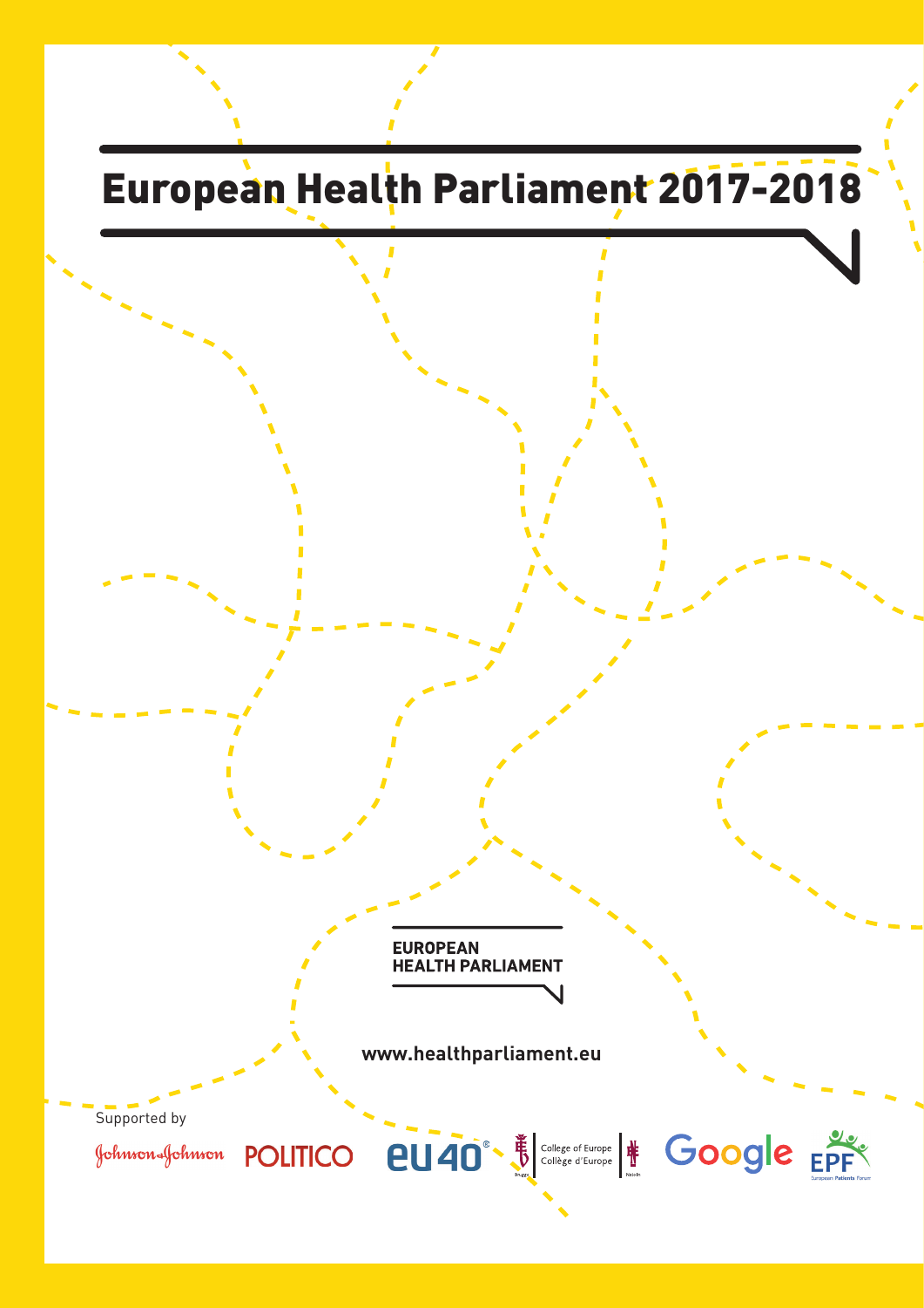# European Health Parliament 2017-2018

EUROPEAN HEALTH PARLIAMENT

www.healthparliament.eu

Supported by

Johnson & Johnson POLITICO eu40 College of Europe Collège d'Europe Google EPF European Patients Forum